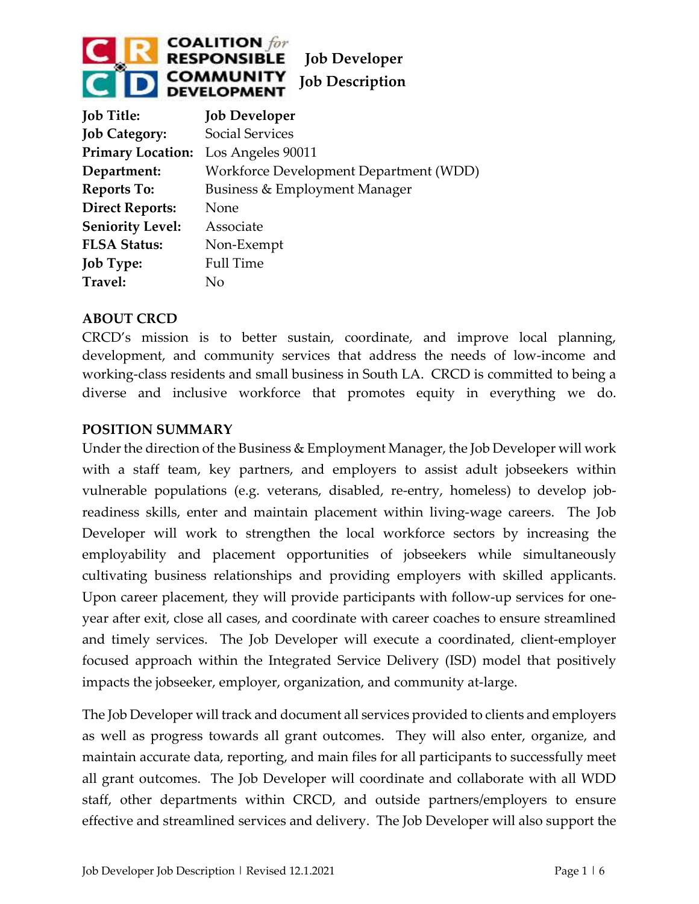# Job Developer Job Description

| | |
|---|---|
| **Job Title:** | **Job Developer** |
| **Job Category:** | Social Services |
| **Primary Location:** | Los Angeles 90011 |
| **Department:** | Workforce Development Department (WDD) |
| **Reports To:** | Business & Employment Manager |
| **Direct Reports:** | None |
| **Seniority Level:** | Associate |
| **FLSA Status:** | Non-Exempt |
| **Job Type:** | Full Time |
| **Travel:** | No |

## ABOUT CRCD

CRCD's mission is to better sustain, coordinate, and improve local planning, development, and community services that address the needs of low-income and working-class residents and small business in South LA. CRCD is committed to being a diverse and inclusive workforce that promotes equity in everything we do.

## POSITION SUMMARY

Under the direction of the Business & Employment Manager, the Job Developer will work with a staff team, key partners, and employers to assist adult jobseekers within vulnerable populations (e.g. veterans, disabled, re-entry, homeless) to develop job-readiness skills, enter and maintain placement within living-wage careers. The Job Developer will work to strengthen the local workforce sectors by increasing the employability and placement opportunities of jobseekers while simultaneously cultivating business relationships and providing employers with skilled applicants. Upon career placement, they will provide participants with follow-up services for one-year after exit, close all cases, and coordinate with career coaches to ensure streamlined and timely services. The Job Developer will execute a coordinated, client-employer focused approach within the Integrated Service Delivery (ISD) model that positively impacts the jobseeker, employer, organization, and community at-large.

The Job Developer will track and document all services provided to clients and employers as well as progress towards all grant outcomes. They will also enter, organize, and maintain accurate data, reporting, and main files for all participants to successfully meet all grant outcomes. The Job Developer will coordinate and collaborate with all WDD staff, other departments within CRCD, and outside partners/employers to ensure effective and streamlined services and delivery. The Job Developer will also support the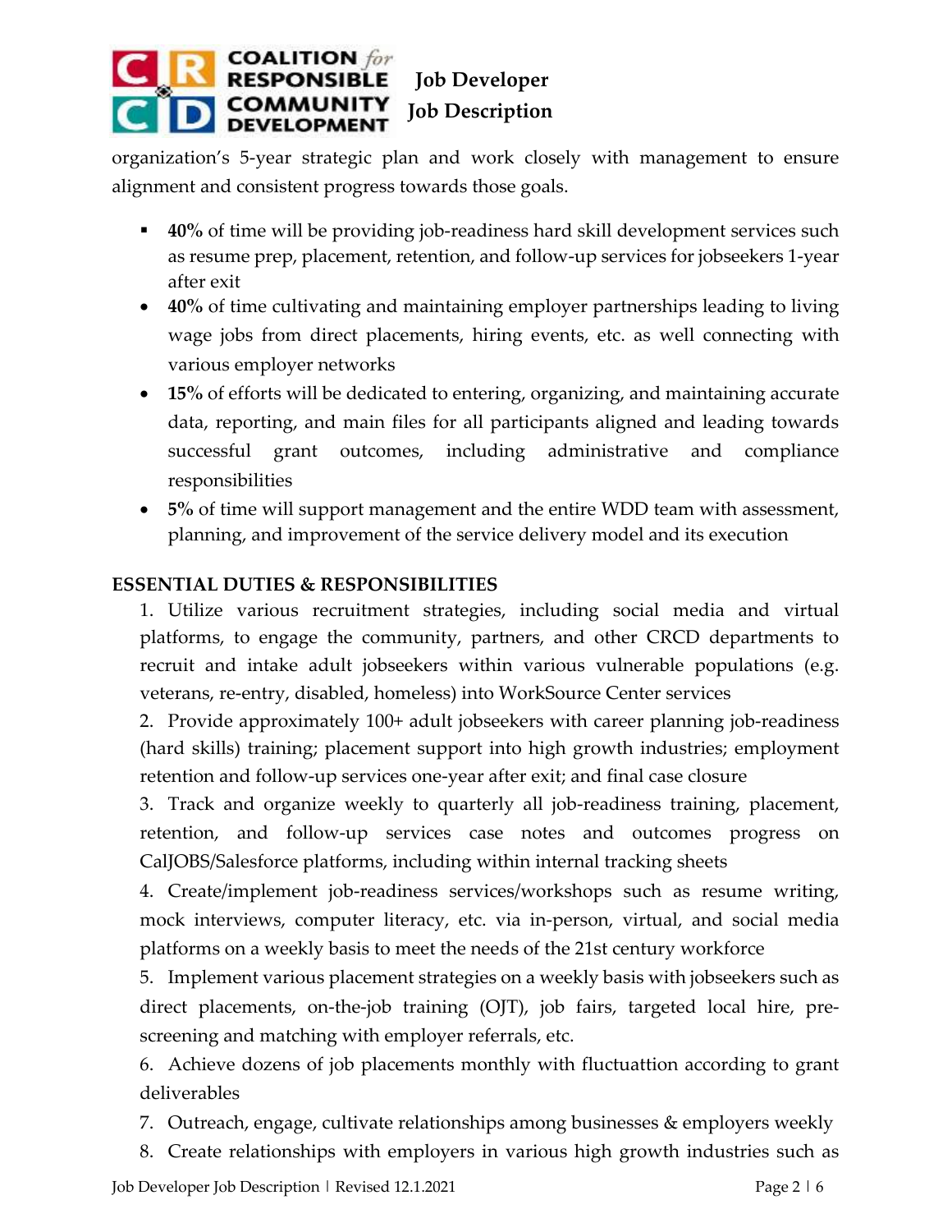organization's 5-year strategic plan and work closely with management to ensure alignment and consistent progress towards those goals.

- **40%** of time will be providing job-readiness hard skill development services such as resume prep, placement, retention, and follow-up services for jobseekers 1-year after exit
- **40%** of time cultivating and maintaining employer partnerships leading to living wage jobs from direct placements, hiring events, etc. as well connecting with various employer networks
- **15%** of efforts will be dedicated to entering, organizing, and maintaining accurate data, reporting, and main files for all participants aligned and leading towards successful grant outcomes, including administrative and compliance responsibilities
- **5%** of time will support management and the entire WDD team with assessment, planning, and improvement of the service delivery model and its execution

**ESSENTIAL DUTIES & RESPONSIBILITIES**

1. Utilize various recruitment strategies, including social media and virtual platforms, to engage the community, partners, and other CRCD departments to recruit and intake adult jobseekers within various vulnerable populations (e.g. veterans, re-entry, disabled, homeless) into WorkSource Center services
2. Provide approximately 100+ adult jobseekers with career planning job-readiness (hard skills) training; placement support into high growth industries; employment retention and follow-up services one-year after exit; and final case closure
3. Track and organize weekly to quarterly all job-readiness training, placement, retention, and follow-up services case notes and outcomes progress on CalJOBS/Salesforce platforms, including within internal tracking sheets
4. Create/implement job-readiness services/workshops such as resume writing, mock interviews, computer literacy, etc. via in-person, virtual, and social media platforms on a weekly basis to meet the needs of the 21st century workforce
5. Implement various placement strategies on a weekly basis with jobseekers such as direct placements, on-the-job training (OJT), job fairs, targeted local hire, pre-screening and matching with employer referrals, etc.
6. Achieve dozens of job placements monthly with fluctuattion according to grant deliverables
7. Outreach, engage, cultivate relationships among businesses & employers weekly
8. Create relationships with employers in various high growth industries such as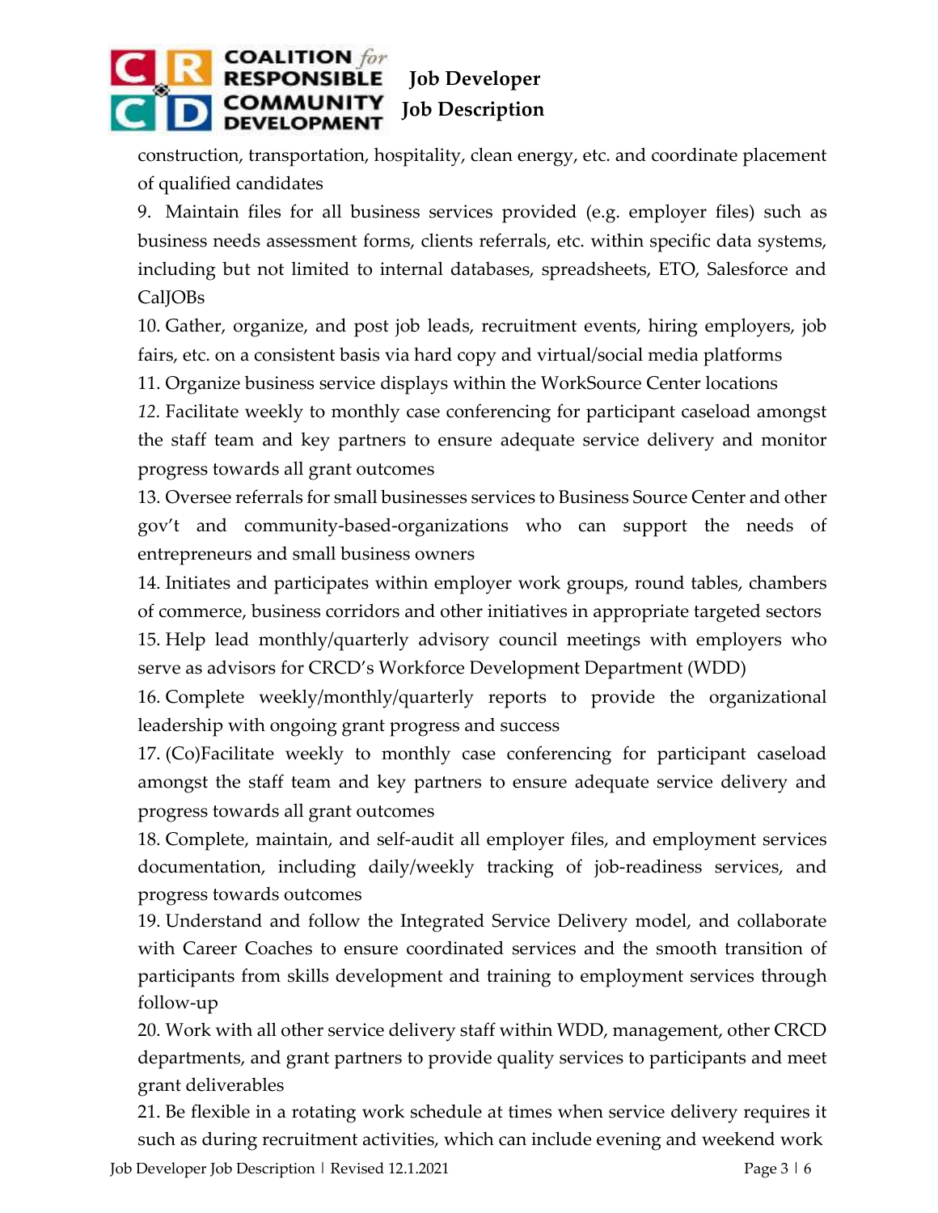construction, transportation, hospitality, clean energy, etc. and coordinate placement of qualified candidates

9. Maintain files for all business services provided (e.g. employer files) such as business needs assessment forms, clients referrals, etc. within specific data systems, including but not limited to internal databases, spreadsheets, ETO, Salesforce and CalJOBs
10. Gather, organize, and post job leads, recruitment events, hiring employers, job fairs, etc. on a consistent basis via hard copy and virtual/social media platforms
11. Organize business service displays within the WorkSource Center locations
12. Facilitate weekly to monthly case conferencing for participant caseload amongst the staff team and key partners to ensure adequate service delivery and monitor progress towards all grant outcomes
13. Oversee referrals for small businesses services to Business Source Center and other gov't and community-based-organizations who can support the needs of entrepreneurs and small business owners
14. Initiates and participates within employer work groups, round tables, chambers of commerce, business corridors and other initiatives in appropriate targeted sectors
15. Help lead monthly/quarterly advisory council meetings with employers who serve as advisors for CRCD's Workforce Development Department (WDD)
16. Complete weekly/monthly/quarterly reports to provide the organizational leadership with ongoing grant progress and success
17. (Co)Facilitate weekly to monthly case conferencing for participant caseload amongst the staff team and key partners to ensure adequate service delivery and progress towards all grant outcomes
18. Complete, maintain, and self-audit all employer files, and employment services documentation, including daily/weekly tracking of job-readiness services, and progress towards outcomes
19. Understand and follow the Integrated Service Delivery model, and collaborate with Career Coaches to ensure coordinated services and the smooth transition of participants from skills development and training to employment services through follow-up
20. Work with all other service delivery staff within WDD, management, other CRCD departments, and grant partners to provide quality services to participants and meet grant deliverables
21. Be flexible in a rotating work schedule at times when service delivery requires it such as during recruitment activities, which can include evening and weekend work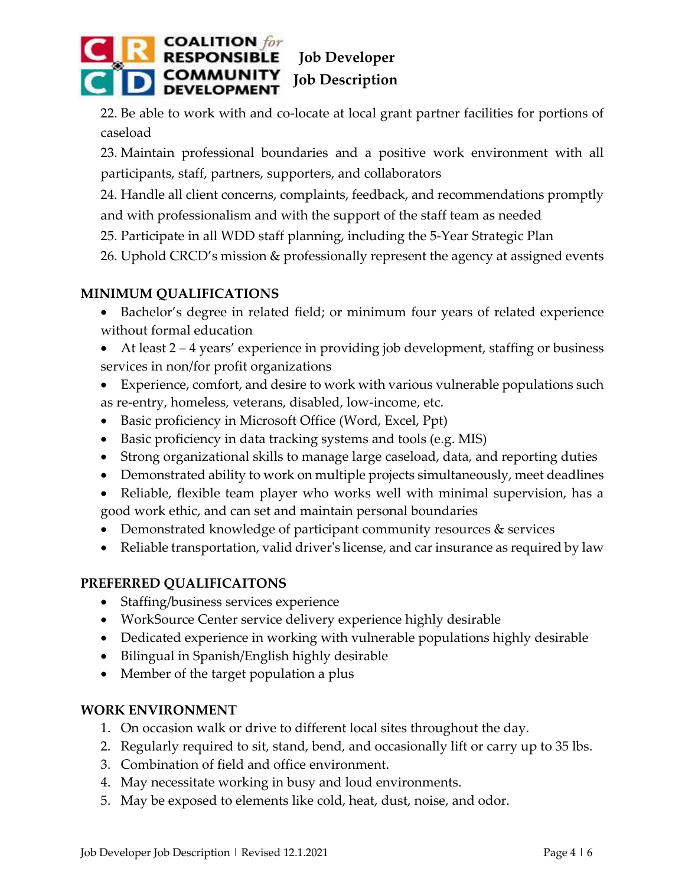22. Be able to work with and co-locate at local grant partner facilities for portions of caseload
23. Maintain professional boundaries and a positive work environment with all participants, staff, partners, supporters, and collaborators
24. Handle all client concerns, complaints, feedback, and recommendations promptly and with professionalism and with the support of the staff team as needed
25. Participate in all WDD staff planning, including the 5-Year Strategic Plan
26. Uphold CRCD's mission & professionally represent the agency at assigned events

## MINIMUM QUALIFICATIONS

- Bachelor's degree in related field; or minimum four years of related experience without formal education
- At least 2 – 4 years' experience in providing job development, staffing or business services in non/for profit organizations
- Experience, comfort, and desire to work with various vulnerable populations such as re-entry, homeless, veterans, disabled, low-income, etc.
- Basic proficiency in Microsoft Office (Word, Excel, Ppt)
- Basic proficiency in data tracking systems and tools (e.g. MIS)
- Strong organizational skills to manage large caseload, data, and reporting duties
- Demonstrated ability to work on multiple projects simultaneously, meet deadlines
- Reliable, flexible team player who works well with minimal supervision, has a good work ethic, and can set and maintain personal boundaries
- Demonstrated knowledge of participant community resources & services
- Reliable transportation, valid driver's license, and car insurance as required by law

## PREFERRED QUALIFICAITONS

- Staffing/business services experience
- WorkSource Center service delivery experience highly desirable
- Dedicated experience in working with vulnerable populations highly desirable
- Bilingual in Spanish/English highly desirable
- Member of the target population a plus

## WORK ENVIRONMENT

1. On occasion walk or drive to different local sites throughout the day.
2. Regularly required to sit, stand, bend, and occasionally lift or carry up to 35 lbs.
3. Combination of field and office environment.
4. May necessitate working in busy and loud environments.
5. May be exposed to elements like cold, heat, dust, noise, and odor.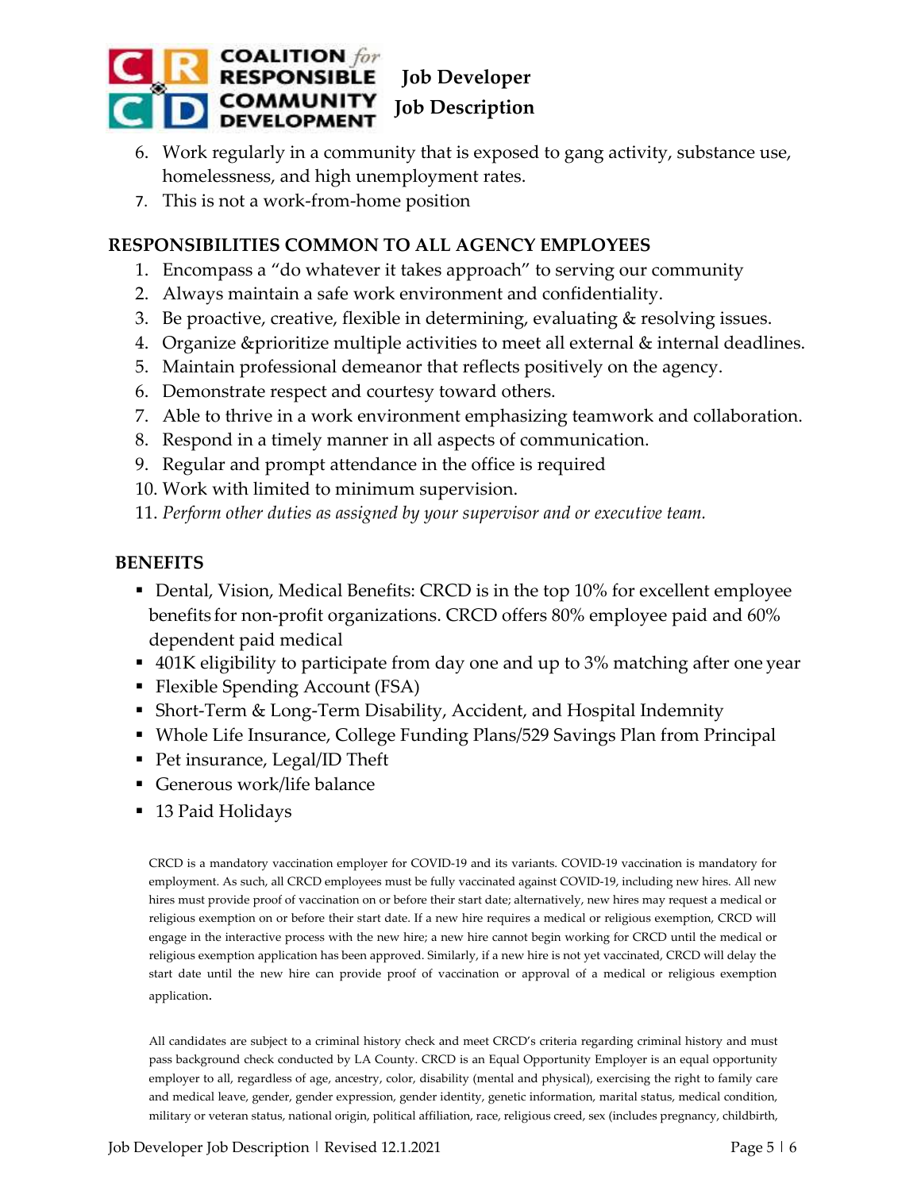6. Work regularly in a community that is exposed to gang activity, substance use, homelessness, and high unemployment rates.
7. This is not a work-from-home position

## RESPONSIBILITIES COMMON TO ALL AGENCY EMPLOYEES

1. Encompass a "do whatever it takes approach" to serving our community
2. Always maintain a safe work environment and confidentiality.
3. Be proactive, creative, flexible in determining, evaluating & resolving issues.
4. Organize &prioritize multiple activities to meet all external & internal deadlines.
5. Maintain professional demeanor that reflects positively on the agency.
6. Demonstrate respect and courtesy toward others.
7. Able to thrive in a work environment emphasizing teamwork and collaboration.
8. Respond in a timely manner in all aspects of communication.
9. Regular and prompt attendance in the office is required
10. Work with limited to minimum supervision.
11. *Perform other duties as assigned by your supervisor and or executive team.*

## BENEFITS

- Dental, Vision, Medical Benefits: CRCD is in the top 10% for excellent employee benefits for non-profit organizations. CRCD offers 80% employee paid and 60% dependent paid medical
- 401K eligibility to participate from day one and up to 3% matching after one year
- Flexible Spending Account (FSA)
- Short-Term & Long-Term Disability, Accident, and Hospital Indemnity
- Whole Life Insurance, College Funding Plans/529 Savings Plan from Principal
- Pet insurance, Legal/ID Theft
- Generous work/life balance
- 13 Paid Holidays

CRCD is a mandatory vaccination employer for COVID-19 and its variants. COVID-19 vaccination is mandatory for employment. As such, all CRCD employees must be fully vaccinated against COVID-19, including new hires. All new hires must provide proof of vaccination on or before their start date; alternatively, new hires may request a medical or religious exemption on or before their start date. If a new hire requires a medical or religious exemption, CRCD will engage in the interactive process with the new hire; a new hire cannot begin working for CRCD until the medical or religious exemption application has been approved. Similarly, if a new hire is not yet vaccinated, CRCD will delay the start date until the new hire can provide proof of vaccination or approval of a medical or religious exemption application.

All candidates are subject to a criminal history check and meet CRCD's criteria regarding criminal history and must pass background check conducted by LA County. CRCD is an Equal Opportunity Employer is an equal opportunity employer to all, regardless of age, ancestry, color, disability (mental and physical), exercising the right to family care and medical leave, gender, gender expression, gender identity, genetic information, marital status, medical condition, military or veteran status, national origin, political affiliation, race, religious creed, sex (includes pregnancy, childbirth,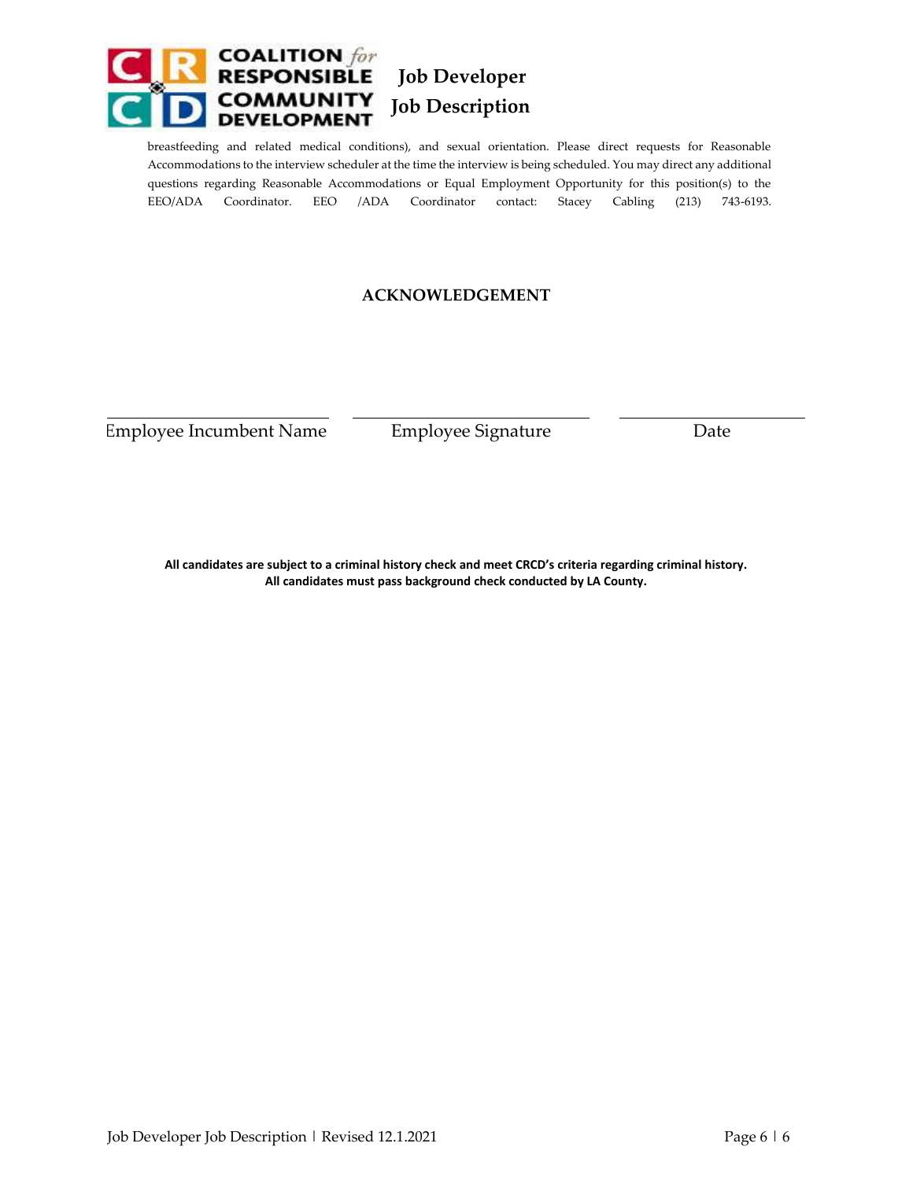breastfeeding and related medical conditions), and sexual orientation. Please direct requests for Reasonable Accommodations to the interview scheduler at the time the interview is being scheduled. You may direct any additional questions regarding Reasonable Accommodations or Equal Employment Opportunity for this position(s) to the EEO/ADA Coordinator. EEO /ADA Coordinator contact: Stacey Cabling (213) 743-6193.

**ACKNOWLEDGEMENT**

| Employee Incumbent Name | Employee Signature | Date |
|---|---|---|
| | | |

**All candidates are subject to a criminal history check and meet CRCD's criteria regarding criminal history.**
**All candidates must pass background check conducted by LA County.**